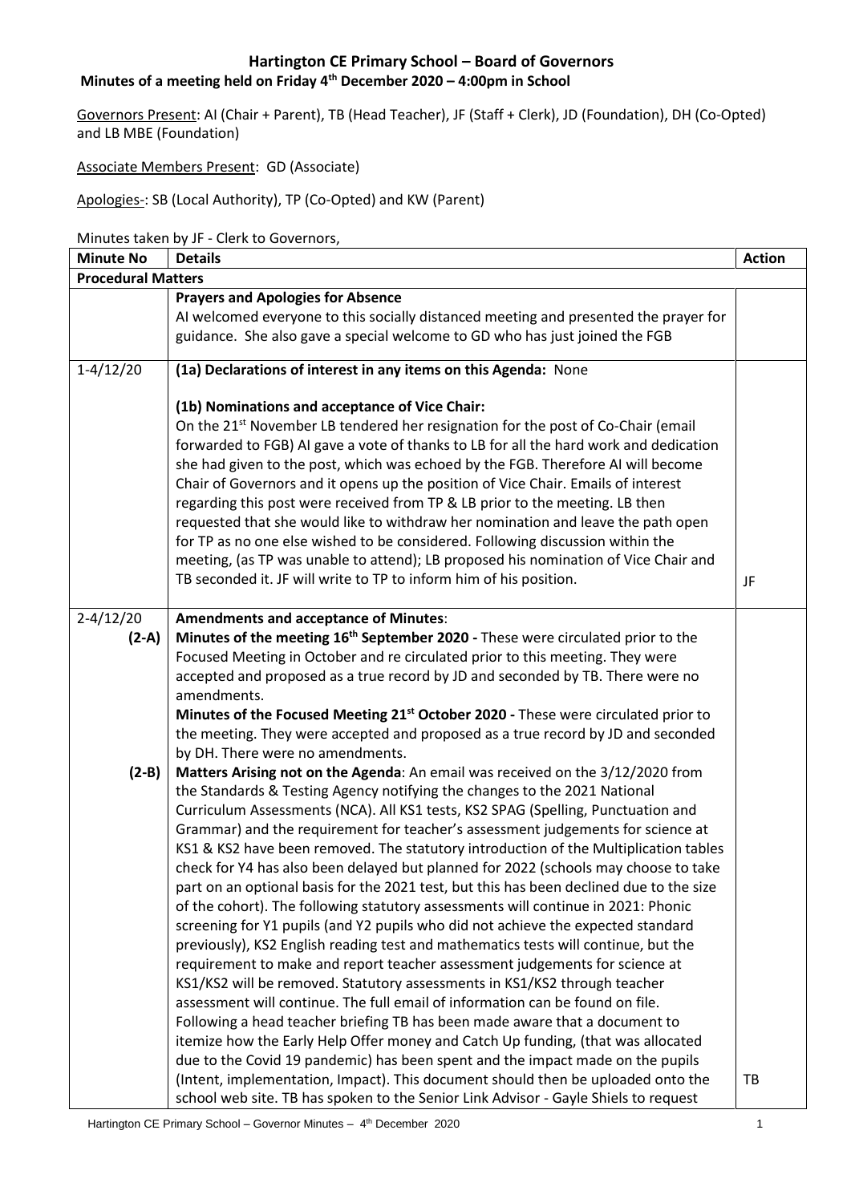## Hartington CE Primary School – Board of Governors

**Minutes of a meeting held on Friday 4th December 2020 – 4:00pm in School**

Governors Present: AI (Chair + Parent), TB (Head Teacher), JF (Staff + Clerk), JD (Foundation), DH (Co-Opted) and LB MBE (Foundation)

Associate Members Present: GD (Associate)

Apologies-: SB (Local Authority), TP (Co-Opted) and KW (Parent)

Minutes taken by JF - Clerk to Governors,

| Minute No | Details | Action |
|---|---|---|
| **Procedural Matters** | | |
| | **Prayers and Apologies for Absence**<br>AI welcomed everyone to this socially distanced meeting and presented the prayer for guidance. She also gave a special welcome to GD who has just joined the FGB | |
| 1-4/12/20 | **(1a) Declarations of interest in any items on this Agenda:** None<br><br>**(1b) Nominations and acceptance of Vice Chair:**<br>On the 21st November LB tendered her resignation for the post of Co-Chair (email forwarded to FGB) AI gave a vote of thanks to LB for all the hard work and dedication she had given to the post, which was echoed by the FGB. Therefore AI will become Chair of Governors and it opens up the position of Vice Chair. Emails of interest regarding this post were received from TP & LB prior to the meeting. LB then requested that she would like to withdraw her nomination and leave the path open for TP as no one else wished to be considered. Following discussion within the meeting, (as TP was unable to attend); LB proposed his nomination of Vice Chair and TB seconded it. JF will write to TP to inform him of his position. | JF |
| 2-4/12/20<br>**(2-A)**<br><br><br><br><br><br>**(2-B)** | **Amendments and acceptance of Minutes**:<br>**Minutes of the meeting 16th September 2020 -** These were circulated prior to the Focused Meeting in October and re circulated prior to this meeting. They were accepted and proposed as a true record by JD and seconded by TB. There were no amendments.<br>**Minutes of the Focused Meeting 21st October 2020 -** These were circulated prior to the meeting. They were accepted and proposed as a true record by JD and seconded by DH. There were no amendments.<br>**Matters Arising not on the Agenda**: An email was received on the 3/12/2020 from the Standards & Testing Agency notifying the changes to the 2021 National Curriculum Assessments (NCA). All KS1 tests, KS2 SPAG (Spelling, Punctuation and Grammar) and the requirement for teacher's assessment judgements for science at KS1 & KS2 have been removed. The statutory introduction of the Multiplication tables check for Y4 has also been delayed but planned for 2022 (schools may choose to take part on an optional basis for the 2021 test, but this has been declined due to the size of the cohort). The following statutory assessments will continue in 2021: Phonic screening for Y1 pupils (and Y2 pupils who did not achieve the expected standard previously), KS2 English reading test and mathematics tests will continue, but the requirement to make and report teacher assessment judgements for science at KS1/KS2 will be removed. Statutory assessments in KS1/KS2 through teacher assessment will continue. The full email of information can be found on file.<br>Following a head teacher briefing TB has been made aware that a document to itemize how the Early Help Offer money and Catch Up funding, (that was allocated due to the Covid 19 pandemic) has been spent and the impact made on the pupils (Intent, implementation, Impact). This document should then be uploaded onto the school web site. TB has spoken to the Senior Link Advisor - Gayle Shiels to request | TB |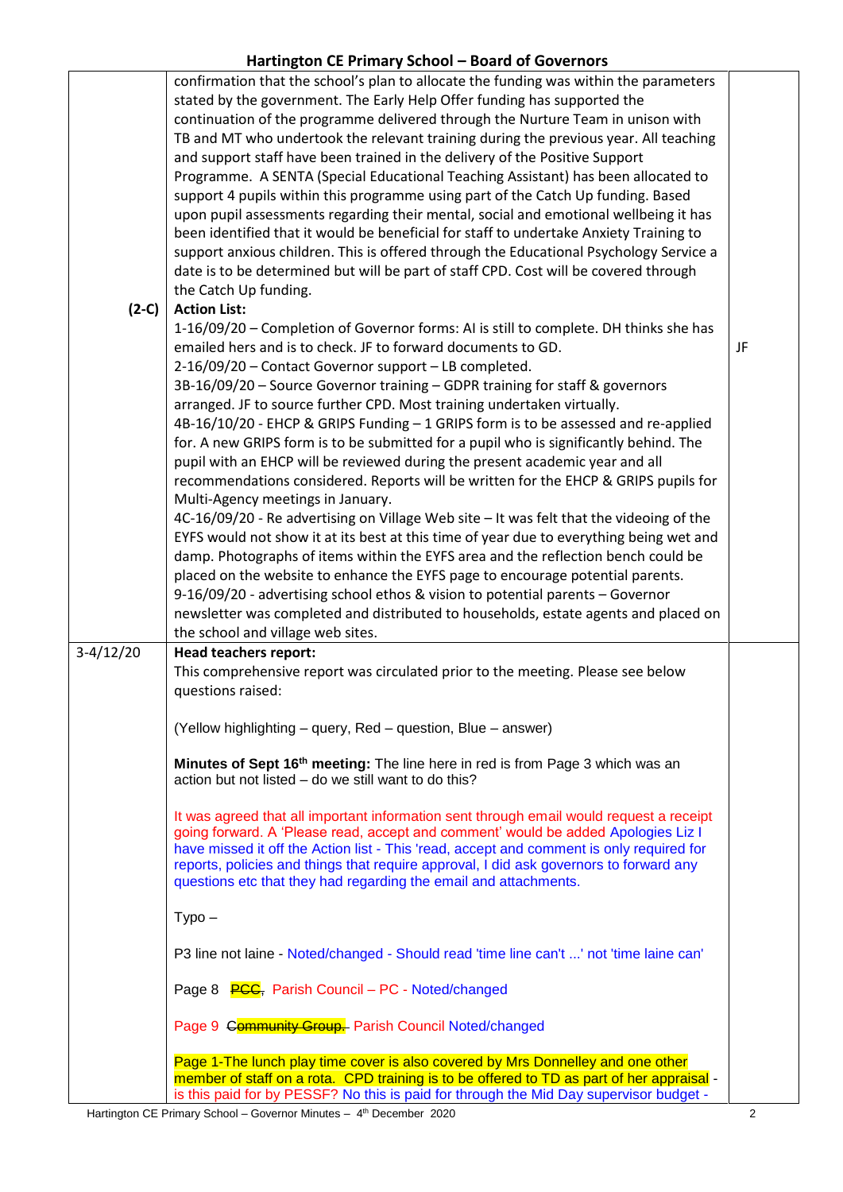| | | |
|---|---|---|
| | confirmation that the school's plan to allocate the funding was within the parameters stated by the government. The Early Help Offer funding has supported the continuation of the programme delivered through the Nurture Team in unison with TB and MT who undertook the relevant training during the previous year. All teaching and support staff have been trained in the delivery of the Positive Support Programme. A SENTA (Special Educational Teaching Assistant) has been allocated to support 4 pupils within this programme using part of the Catch Up funding. Based upon pupil assessments regarding their mental, social and emotional wellbeing it has been identified that it would be beneficial for staff to undertake Anxiety Training to support anxious children. This is offered through the Educational Psychology Service a date is to be determined but will be part of staff CPD. Cost will be covered through the Catch Up funding. | |
| **(2-C)** | **Action List:**<br>1-16/09/20 – Completion of Governor forms: AI is still to complete. DH thinks she has emailed hers and is to check. JF to forward documents to GD.<br>2-16/09/20 – Contact Governor support – LB completed.<br>3B-16/09/20 – Source Governor training – GDPR training for staff & governors arranged. JF to source further CPD. Most training undertaken virtually.<br>4B-16/10/20 - EHCP & GRIPS Funding – 1 GRIPS form is to be assessed and re-applied for. A new GRIPS form is to be submitted for a pupil who is significantly behind. The pupil with an EHCP will be reviewed during the present academic year and all recommendations considered. Reports will be written for the EHCP & GRIPS pupils for Multi-Agency meetings in January.<br>4C-16/09/20 - Re advertising on Village Web site – It was felt that the videoing of the EYFS would not show it at its best at this time of year due to everything being wet and damp. Photographs of items within the EYFS area and the reflection bench could be placed on the website to enhance the EYFS page to encourage potential parents.<br>9-16/09/20 - advertising school ethos & vision to potential parents – Governor newsletter was completed and distributed to households, estate agents and placed on the school and village web sites. | JF |
| 3-4/12/20 | **Head teachers report:**<br>This comprehensive report was circulated prior to the meeting. Please see below questions raised:<br><br>(Yellow highlighting – query, Red – question, Blue – answer)<br><br>**Minutes of Sept 16th meeting:** The line here in red is from Page 3 which was an action but not listed – do we still want to do this?<br><br>It was agreed that all important information sent through email would request a receipt going forward. A 'Please read, accept and comment' would be added Apologies Liz I have missed it off the Action list - This 'read, accept and comment is only required for reports, policies and things that require approval, I did ask governors to forward any questions etc that they had regarding the email and attachments.<br><br>Typo –<br><br>P3 line not laine - Noted/changed - Should read 'time line can't ...' not 'time laine can'<br><br>Page 8 ~~PCC,~~ Parish Council – PC - Noted/changed<br><br>Page 9 ~~Community Group.~~ Parish Council Noted/changed<br><br>Page 1-The lunch play time cover is also covered by Mrs Donnelley and one other member of staff on a rota. CPD training is to be offered to TD as part of her appraisal - is this paid for by PESSF? No this is paid for through the Mid Day supervisor budget - | |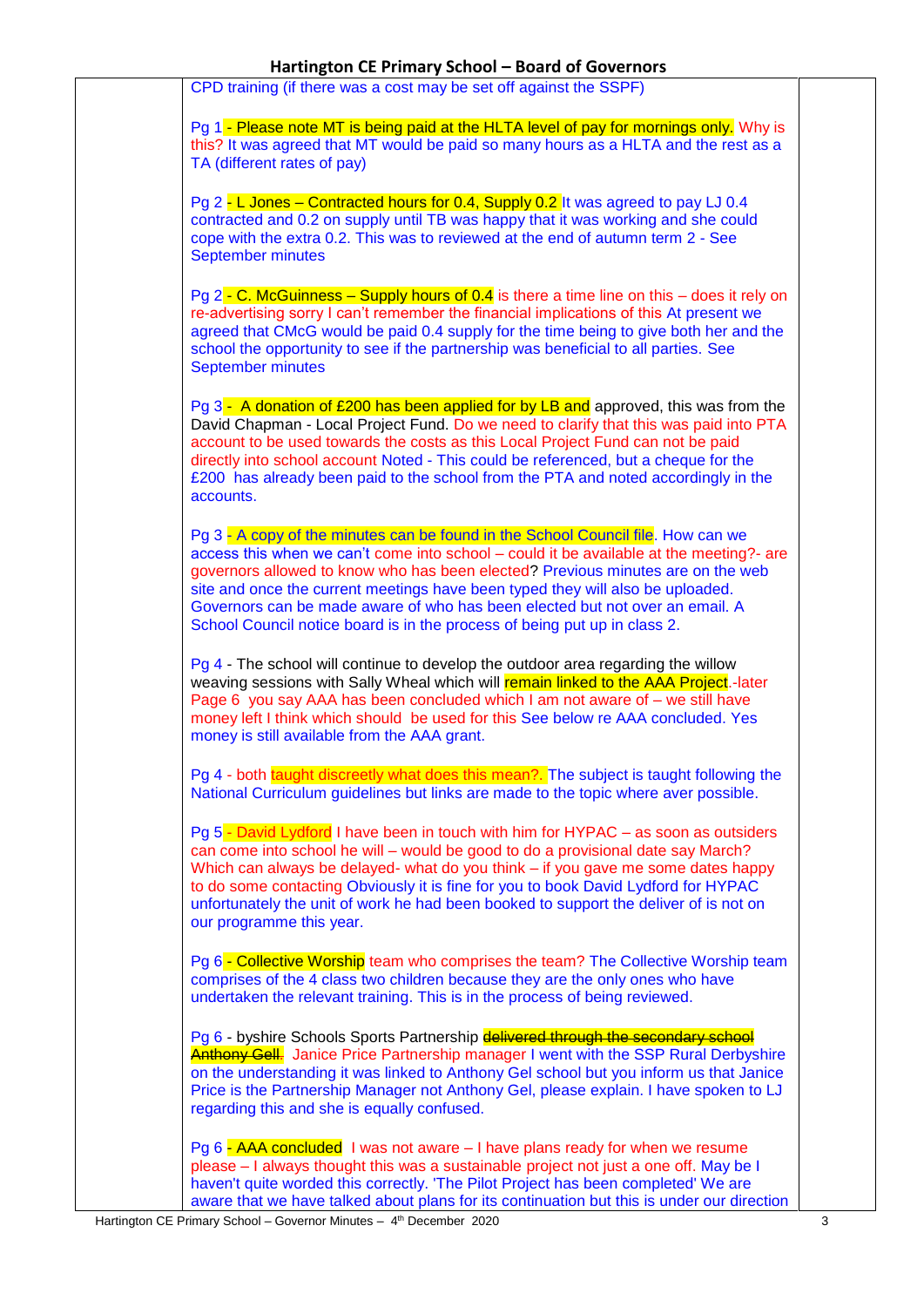CPD training (if there was a cost may be set off against the SSPF)

Pg 1 - Please note MT is being paid at the HLTA level of pay for mornings only. Why is this? It was agreed that MT would be paid so many hours as a HLTA and the rest as a TA (different rates of pay)

Pg 2 - L Jones – Contracted hours for 0.4, Supply 0.2 It was agreed to pay LJ 0.4 contracted and 0.2 on supply until TB was happy that it was working and she could cope with the extra 0.2. This was to reviewed at the end of autumn term 2 - See September minutes

Pg 2 - C. McGuinness – Supply hours of 0.4 is there a time line on this – does it rely on re-advertising sorry I can't remember the financial implications of this At present we agreed that CMcG would be paid 0.4 supply for the time being to give both her and the school the opportunity to see if the partnership was beneficial to all parties. See September minutes

Pg 3 - A donation of £200 has been applied for by LB and approved, this was from the David Chapman - Local Project Fund. Do we need to clarify that this was paid into PTA account to be used towards the costs as this Local Project Fund can not be paid directly into school account Noted - This could be referenced, but a cheque for the £200 has already been paid to the school from the PTA and noted accordingly in the accounts.

Pg 3 - A copy of the minutes can be found in the School Council file. How can we access this when we can't come into school – could it be available at the meeting?- are governors allowed to know who has been elected? Previous minutes are on the web site and once the current meetings have been typed they will also be uploaded. Governors can be made aware of who has been elected but not over an email. A School Council notice board is in the process of being put up in class 2.

Pg 4 - The school will continue to develop the outdoor area regarding the willow weaving sessions with Sally Wheal which will remain linked to the AAA Project.-later Page 6 you say AAA has been concluded which I am not aware of – we still have money left I think which should be used for this See below re AAA concluded. Yes money is still available from the AAA grant.

Pg 4 - both taught discreetly what does this mean?. The subject is taught following the National Curriculum guidelines but links are made to the topic where aver possible.

Pg 5 - David Lydford I have been in touch with him for HYPAC – as soon as outsiders can come into school he will – would be good to do a provisional date say March? Which can always be delayed- what do you think – if you gave me some dates happy to do some contacting Obviously it is fine for you to book David Lydford for HYPAC unfortunately the unit of work he had been booked to support the deliver of is not on our programme this year.

Pg 6 - Collective Worship team who comprises the team? The Collective Worship team comprises of the 4 class two children because they are the only ones who have undertaken the relevant training. This is in the process of being reviewed.

Pg 6 - byshire Schools Sports Partnership ~~delivered through the secondary school Anthony Gell.~~ Janice Price Partnership manager I went with the SSP Rural Derbyshire on the understanding it was linked to Anthony Gel school but you inform us that Janice Price is the Partnership Manager not Anthony Gel, please explain. I have spoken to LJ regarding this and she is equally confused.

Pg 6 - AAA concluded I was not aware – I have plans ready for when we resume please – I always thought this was a sustainable project not just a one off. May be I haven't quite worded this correctly. 'The Pilot Project has been completed' We are aware that we have talked about plans for its continuation but this is under our direction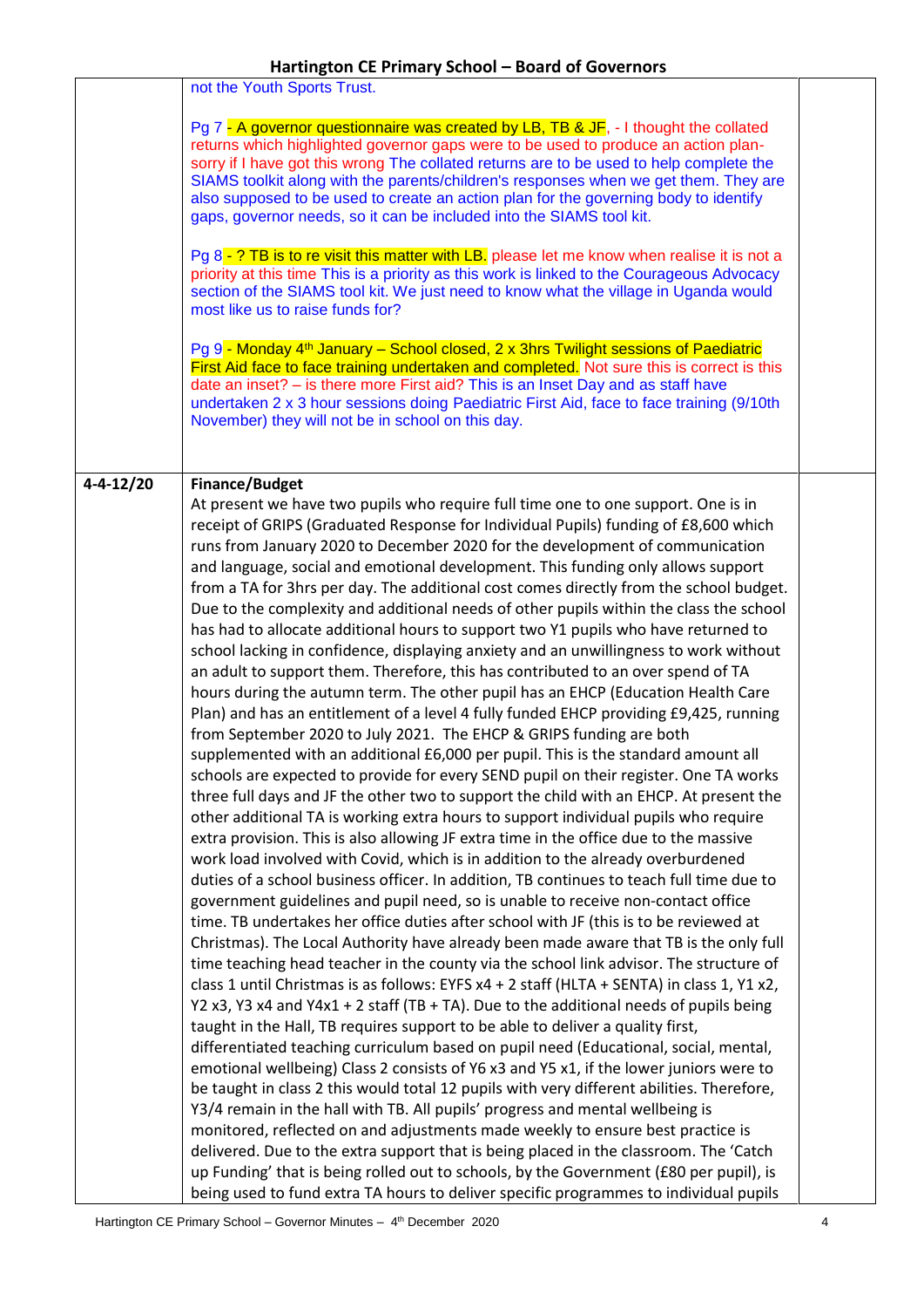| | | |
|---|---|---|
| | not the Youth Sports Trust.<br><br>Pg 7 - A governor questionnaire was created by LB, TB & JF, - I thought the collated returns which highlighted governor gaps were to be used to produce an action plan- sorry if I have got this wrong The collated returns are to be used to help complete the SIAMS toolkit along with the parents/children's responses when we get them. They are also supposed to be used to create an action plan for the governing body to identify gaps, governor needs, so it can be included into the SIAMS tool kit.<br><br>Pg 8 - ? TB is to re visit this matter with LB. please let me know when realise it is not a priority at this time This is a priority as this work is linked to the Courageous Advocacy section of the SIAMS tool kit. We just need to know what the village in Uganda would most like us to raise funds for?<br><br>Pg 9 - Monday 4th January – School closed, 2 x 3hrs Twilight sessions of Paediatric First Aid face to face training undertaken and completed. Not sure this is correct is this date an inset? – is there more First aid? This is an Inset Day and as staff have undertaken 2 x 3 hour sessions doing Paediatric First Aid, face to face training (9/10th November) they will not be in school on this day. | |
| **4-4-12/20** | **Finance/Budget**<br>At present we have two pupils who require full time one to one support. One is in receipt of GRIPS (Graduated Response for Individual Pupils) funding of £8,600 which runs from January 2020 to December 2020 for the development of communication and language, social and emotional development. This funding only allows support from a TA for 3hrs per day. The additional cost comes directly from the school budget. Due to the complexity and additional needs of other pupils within the class the school has had to allocate additional hours to support two Y1 pupils who have returned to school lacking in confidence, displaying anxiety and an unwillingness to work without an adult to support them. Therefore, this has contributed to an over spend of TA hours during the autumn term. The other pupil has an EHCP (Education Health Care Plan) and has an entitlement of a level 4 fully funded EHCP providing £9,425, running from September 2020 to July 2021. The EHCP & GRIPS funding are both supplemented with an additional £6,000 per pupil. This is the standard amount all schools are expected to provide for every SEND pupil on their register. One TA works three full days and JF the other two to support the child with an EHCP. At present the other additional TA is working extra hours to support individual pupils who require extra provision. This is also allowing JF extra time in the office due to the massive work load involved with Covid, which is in addition to the already overburdened duties of a school business officer. In addition, TB continues to teach full time due to government guidelines and pupil need, so is unable to receive non-contact office time. TB undertakes her office duties after school with JF (this is to be reviewed at Christmas). The Local Authority have already been made aware that TB is the only full time teaching head teacher in the county via the school link advisor. The structure of class 1 until Christmas is as follows: EYFS x4 + 2 staff (HLTA + SENTA) in class 1, Y1 x2, Y2 x3, Y3 x4 and Y4x1 + 2 staff (TB + TA). Due to the additional needs of pupils being taught in the Hall, TB requires support to be able to deliver a quality first, differentiated teaching curriculum based on pupil need (Educational, social, mental, emotional wellbeing) Class 2 consists of Y6 x3 and Y5 x1, if the lower juniors were to be taught in class 2 this would total 12 pupils with very different abilities. Therefore, Y3/4 remain in the hall with TB. All pupils' progress and mental wellbeing is monitored, reflected on and adjustments made weekly to ensure best practice is delivered. Due to the extra support that is being placed in the classroom. The 'Catch up Funding' that is being rolled out to schools, by the Government (£80 per pupil), is being used to fund extra TA hours to deliver specific programmes to individual pupils | |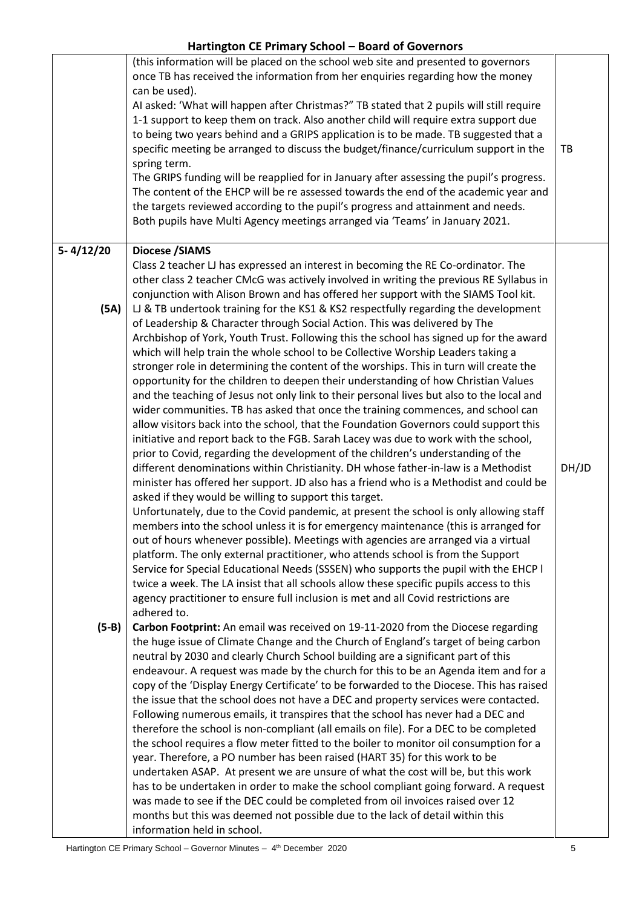| | | |
|---|---|---|
| | (this information will be placed on the school web site and presented to governors once TB has received the information from her enquiries regarding how the money can be used).<br>AI asked: 'What will happen after Christmas?" TB stated that 2 pupils will still require 1-1 support to keep them on track. Also another child will require extra support due to being two years behind and a GRIPS application is to be made. TB suggested that a specific meeting be arranged to discuss the budget/finance/curriculum support in the spring term.<br>The GRIPS funding will be reapplied for in January after assessing the pupil's progress. The content of the EHCP will be re assessed towards the end of the academic year and the targets reviewed according to the pupil's progress and attainment and needs. Both pupils have Multi Agency meetings arranged via 'Teams' in January 2021. | TB |
| 5- 4/12/20<br><br><br><br>**(5A)** | **Diocese /SIAMS**<br>Class 2 teacher LJ has expressed an interest in becoming the RE Co-ordinator. The other class 2 teacher CMcG was actively involved in writing the previous RE Syllabus in conjunction with Alison Brown and has offered her support with the SIAMS Tool kit.<br>LJ & TB undertook training for the KS1 & KS2 respectfully regarding the development of Leadership & Character through Social Action. This was delivered by The Archbishop of York, Youth Trust. Following this the school has signed up for the award which will help train the whole school to be Collective Worship Leaders taking a stronger role in determining the content of the worships. This in turn will create the opportunity for the children to deepen their understanding of how Christian Values and the teaching of Jesus not only link to their personal lives but also to the local and wider communities. TB has asked that once the training commences, and school can allow visitors back into the school, that the Foundation Governors could support this initiative and report back to the FGB. Sarah Lacey was due to work with the school, prior to Covid, regarding the development of the children's understanding of the different denominations within Christianity. DH whose father-in-law is a Methodist minister has offered her support. JD also has a friend who is a Methodist and could be asked if they would be willing to support this target.<br>Unfortunately, due to the Covid pandemic, at present the school is only allowing staff members into the school unless it is for emergency maintenance (this is arranged for out of hours whenever possible). Meetings with agencies are arranged via a virtual platform. The only external practitioner, who attends school is from the Support Service for Special Educational Needs (SSSEN) who supports the pupil with the EHCP l twice a week. The LA insist that all schools allow these specific pupils access to this agency practitioner to ensure full inclusion is met and all Covid restrictions are adhered to. | DH/JD |
| **(5-B)** | **Carbon Footprint:** An email was received on 19-11-2020 from the Diocese regarding the huge issue of Climate Change and the Church of England's target of being carbon neutral by 2030 and clearly Church School building are a significant part of this endeavour. A request was made by the church for this to be an Agenda item and for a copy of the 'Display Energy Certificate' to be forwarded to the Diocese. This has raised the issue that the school does not have a DEC and property services were contacted. Following numerous emails, it transpires that the school has never had a DEC and therefore the school is non-compliant (all emails on file). For a DEC to be completed the school requires a flow meter fitted to the boiler to monitor oil consumption for a year. Therefore, a PO number has been raised (HART 35) for this work to be undertaken ASAP. At present we are unsure of what the cost will be, but this work has to be undertaken in order to make the school compliant going forward. A request was made to see if the DEC could be completed from oil invoices raised over 12 months but this was deemed not possible due to the lack of detail within this information held in school. | |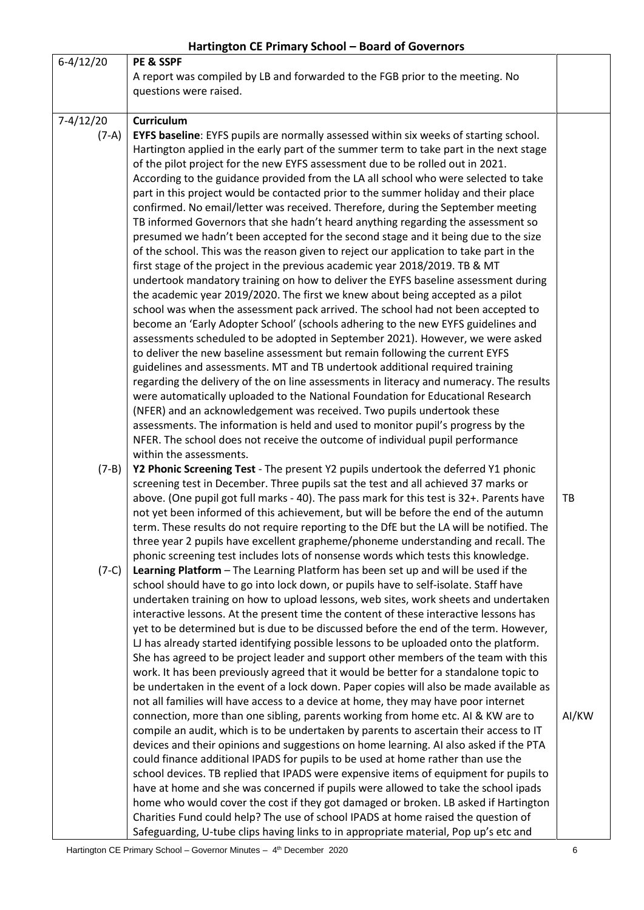| | | |
|---|---|---|
| 6-4/12/20 | **PE & SSPF**<br>A report was compiled by LB and forwarded to the FGB prior to the meeting. No questions were raised. | |
| 7-4/12/20<br><br>(7-A) | **Curriculum**<br>**EYFS baseline**: EYFS pupils are normally assessed within six weeks of starting school. Hartington applied in the early part of the summer term to take part in the next stage of the pilot project for the new EYFS assessment due to be rolled out in 2021. According to the guidance provided from the LA all school who were selected to take part in this project would be contacted prior to the summer holiday and their place confirmed. No email/letter was received. Therefore, during the September meeting TB informed Governors that she hadn't heard anything regarding the assessment so presumed we hadn't been accepted for the second stage and it being due to the size of the school. This was the reason given to reject our application to take part in the first stage of the project in the previous academic year 2018/2019. TB & MT undertook mandatory training on how to deliver the EYFS baseline assessment during the academic year 2019/2020. The first we knew about being accepted as a pilot school was when the assessment pack arrived. The school had not been accepted to become an 'Early Adopter School' (schools adhering to the new EYFS guidelines and assessments scheduled to be adopted in September 2021). However, we were asked to deliver the new baseline assessment but remain following the current EYFS guidelines and assessments. MT and TB undertook additional required training regarding the delivery of the on line assessments in literacy and numeracy. The results were automatically uploaded to the National Foundation for Educational Research (NFER) and an acknowledgement was received. Two pupils undertook these assessments. The information is held and used to monitor pupil's progress by the NFER. The school does not receive the outcome of individual pupil performance within the assessments. | |
| (7-B) | **Y2 Phonic Screening Test** - The present Y2 pupils undertook the deferred Y1 phonic screening test in December. Three pupils sat the test and all achieved 37 marks or above. (One pupil got full marks - 40). The pass mark for this test is 32+. Parents have not yet been informed of this achievement, but will be before the end of the autumn term. These results do not require reporting to the DfE but the LA will be notified. The three year 2 pupils have excellent grapheme/phoneme understanding and recall. The phonic screening test includes lots of nonsense words which tests this knowledge. | TB |
| (7-C) | **Learning Platform** – The Learning Platform has been set up and will be used if the school should have to go into lock down, or pupils have to self-isolate. Staff have undertaken training on how to upload lessons, web sites, work sheets and undertaken interactive lessons. At the present time the content of these interactive lessons has yet to be determined but is due to be discussed before the end of the term. However, LJ has already started identifying possible lessons to be uploaded onto the platform. She has agreed to be project leader and support other members of the team with this work. It has been previously agreed that it would be better for a standalone topic to be undertaken in the event of a lock down. Paper copies will also be made available as not all families will have access to a device at home, they may have poor internet connection, more than one sibling, parents working from home etc. AI & KW are to compile an audit, which is to be undertaken by parents to ascertain their access to IT devices and their opinions and suggestions on home learning. AI also asked if the PTA could finance additional IPADS for pupils to be used at home rather than use the school devices. TB replied that IPADS were expensive items of equipment for pupils to have at home and she was concerned if pupils were allowed to take the school ipads home who would cover the cost if they got damaged or broken. LB asked if Hartington Charities Fund could help? The use of school IPADS at home raised the question of Safeguarding, U-tube clips having links to in appropriate material, Pop up's etc and | AI/KW |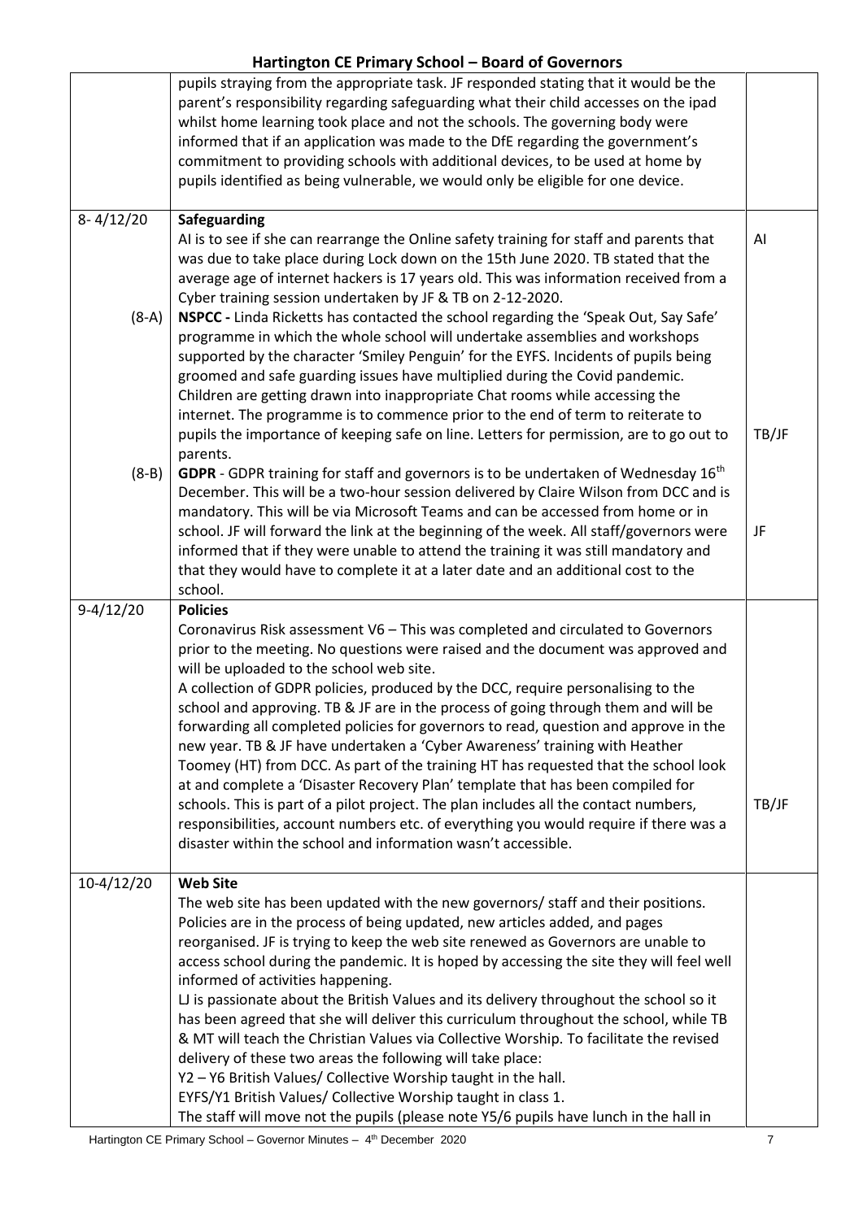| | | |
|---|---|---|
| | pupils straying from the appropriate task. JF responded stating that it would be the parent's responsibility regarding safeguarding what their child accesses on the ipad whilst home learning took place and not the schools. The governing body were informed that if an application was made to the DfE regarding the government's commitment to providing schools with additional devices, to be used at home by pupils identified as being vulnerable, we would only be eligible for one device. | |
| 8- 4/12/20<br><br><br><br>(8-A)<br><br><br><br><br><br><br>(8-B) | **Safeguarding**<br>AI is to see if she can rearrange the Online safety training for staff and parents that was due to take place during Lock down on the 15th June 2020. TB stated that the average age of internet hackers is 17 years old. This was information received from a Cyber training session undertaken by JF & TB on 2-12-2020.<br>**NSPCC -** Linda Ricketts has contacted the school regarding the 'Speak Out, Say Safe' programme in which the whole school will undertake assemblies and workshops supported by the character 'Smiley Penguin' for the EYFS. Incidents of pupils being groomed and safe guarding issues have multiplied during the Covid pandemic. Children are getting drawn into inappropriate Chat rooms while accessing the internet. The programme is to commence prior to the end of term to reiterate to pupils the importance of keeping safe on line. Letters for permission, are to go out to parents.<br>**GDPR** - GDPR training for staff and governors is to be undertaken of Wednesday 16th December. This will be a two-hour session delivered by Claire Wilson from DCC and is mandatory. This will be via Microsoft Teams and can be accessed from home or in school. JF will forward the link at the beginning of the week. All staff/governors were informed that if they were unable to attend the training it was still mandatory and that they would have to complete it at a later date and an additional cost to the school. | AI<br><br><br><br><br><br><br><br><br>TB/JF<br><br><br><br><br>JF |
| 9-4/12/20 | **Policies**<br>Coronavirus Risk assessment V6 – This was completed and circulated to Governors prior to the meeting. No questions were raised and the document was approved and will be uploaded to the school web site.<br>A collection of GDPR policies, produced by the DCC, require personalising to the school and approving. TB & JF are in the process of going through them and will be forwarding all completed policies for governors to read, question and approve in the new year. TB & JF have undertaken a 'Cyber Awareness' training with Heather Toomey (HT) from DCC. As part of the training HT has requested that the school look at and complete a 'Disaster Recovery Plan' template that has been compiled for schools. This is part of a pilot project. The plan includes all the contact numbers, responsibilities, account numbers etc. of everything you would require if there was a disaster within the school and information wasn't accessible. | <br><br><br><br><br><br><br><br><br><br><br>TB/JF |
| 10-4/12/20 | **Web Site**<br>The web site has been updated with the new governors/ staff and their positions. Policies are in the process of being updated, new articles added, and pages reorganised. JF is trying to keep the web site renewed as Governors are unable to access school during the pandemic. It is hoped by accessing the site they will feel well informed of activities happening.<br>LJ is passionate about the British Values and its delivery throughout the school so it has been agreed that she will deliver this curriculum throughout the school, while TB & MT will teach the Christian Values via Collective Worship. To facilitate the revised delivery of these two areas the following will take place:<br>Y2 – Y6 British Values/ Collective Worship taught in the hall.<br>EYFS/Y1 British Values/ Collective Worship taught in class 1.<br>The staff will move not the pupils (please note Y5/6 pupils have lunch in the hall in | |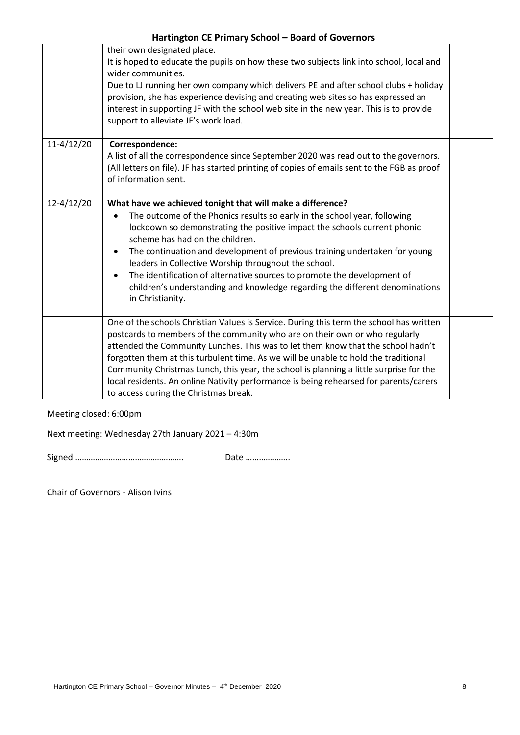| | | |
|---|---|---|
| | their own designated place.<br>It is hoped to educate the pupils on how these two subjects link into school, local and wider communities.<br>Due to LJ running her own company which delivers PE and after school clubs + holiday provision, she has experience devising and creating web sites so has expressed an interest in supporting JF with the school web site in the new year. This is to provide support to alleviate JF's work load. | |
| 11-4/12/20 | **Correspondence:**<br>A list of all the correspondence since September 2020 was read out to the governors. (All letters on file). JF has started printing of copies of emails sent to the FGB as proof of information sent. | |
| 12-4/12/20 | **What have we achieved tonight that will make a difference?**<br>• The outcome of the Phonics results so early in the school year, following lockdown so demonstrating the positive impact the schools current phonic scheme has had on the children.<br>• The continuation and development of previous training undertaken for young leaders in Collective Worship throughout the school.<br>• The identification of alternative sources to promote the development of children's understanding and knowledge regarding the different denominations in Christianity. | |
| | One of the schools Christian Values is Service. During this term the school has written postcards to members of the community who are on their own or who regularly attended the Community Lunches. This was to let them know that the school hadn't forgotten them at this turbulent time. As we will be unable to hold the traditional Community Christmas Lunch, this year, the school is planning a little surprise for the local residents. An online Nativity performance is being rehearsed for parents/carers to access during the Christmas break. | |

Meeting closed: 6:00pm

Next meeting: Wednesday 27th January 2021 – 4:30m

Signed ……………………………………….. Date ………………..

Chair of Governors - Alison Ivins